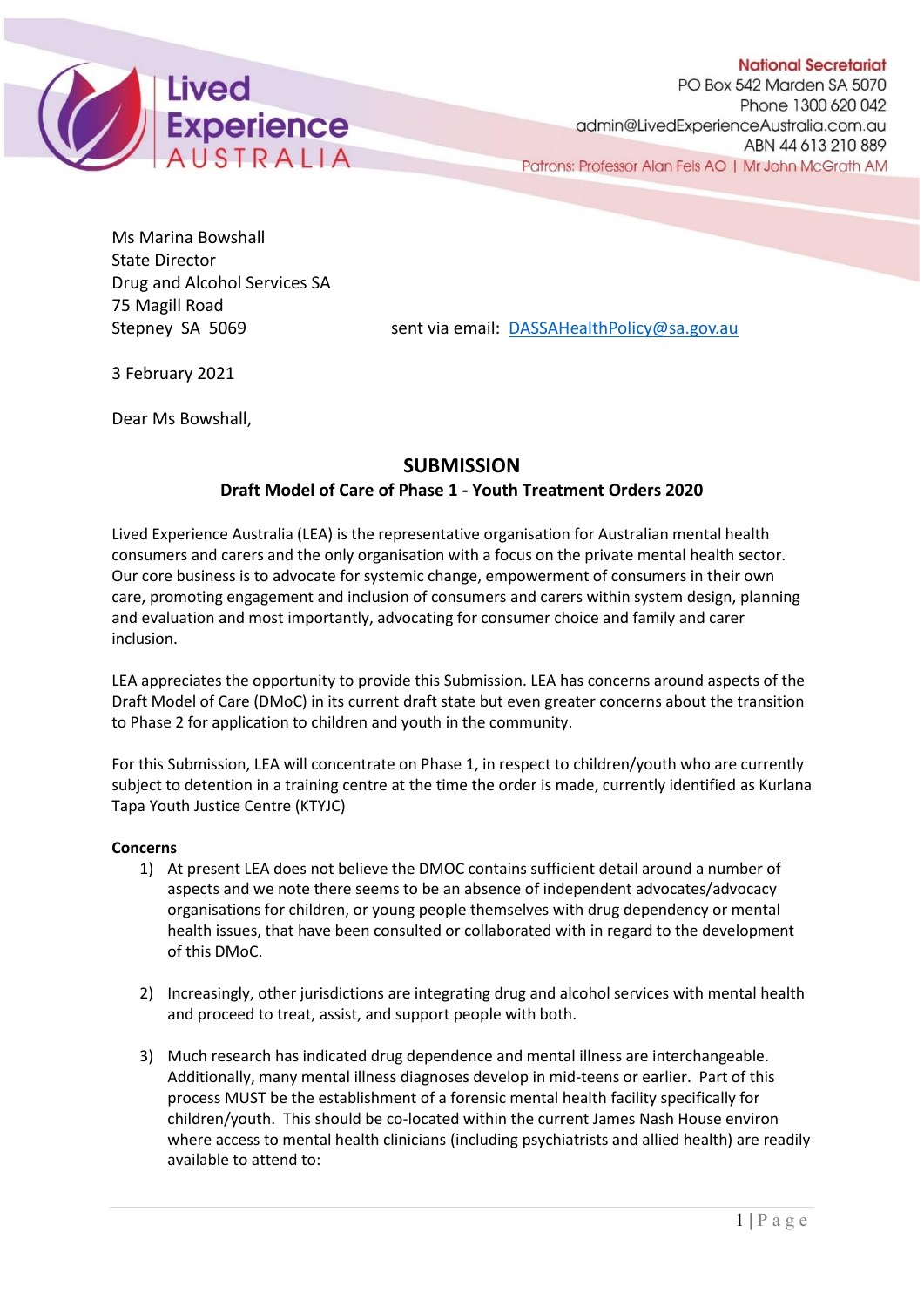Lived Experience AUSTRALIA

**National Secretariat**
PO Box 542 Marden SA 5070
Phone 1300 620 042
admin@LivedExperienceAustralia.com.au
ABN 44 613 210 889
Patrons: Professor Alan Fels AO | Mr John McGrath AM

Ms Marina Bowshall
State Director
Drug and Alcohol Services SA
75 Magill Road
Stepney SA 5069

sent via email: DASSAHealthPolicy@sa.gov.au

3 February 2021

Dear Ms Bowshall,

## SUBMISSION

### Draft Model of Care of Phase 1 - Youth Treatment Orders 2020

Lived Experience Australia (LEA) is the representative organisation for Australian mental health consumers and carers and the only organisation with a focus on the private mental health sector. Our core business is to advocate for systemic change, empowerment of consumers in their own care, promoting engagement and inclusion of consumers and carers within system design, planning and evaluation and most importantly, advocating for consumer choice and family and carer inclusion.

LEA appreciates the opportunity to provide this Submission. LEA has concerns around aspects of the Draft Model of Care (DMoC) in its current draft state but even greater concerns about the transition to Phase 2 for application to children and youth in the community.

For this Submission, LEA will concentrate on Phase 1, in respect to children/youth who are currently subject to detention in a training centre at the time the order is made, currently identified as Kurlana Tapa Youth Justice Centre (KTYJC)

**Concerns**

1) At present LEA does not believe the DMOC contains sufficient detail around a number of aspects and we note there seems to be an absence of independent advocates/advocacy organisations for children, or young people themselves with drug dependency or mental health issues, that have been consulted or collaborated with in regard to the development of this DMoC.

2) Increasingly, other jurisdictions are integrating drug and alcohol services with mental health and proceed to treat, assist, and support people with both.

3) Much research has indicated drug dependence and mental illness are interchangeable. Additionally, many mental illness diagnoses develop in mid-teens or earlier. Part of this process MUST be the establishment of a forensic mental health facility specifically for children/youth. This should be co-located within the current James Nash House environ where access to mental health clinicians (including psychiatrists and allied health) are readily available to attend to: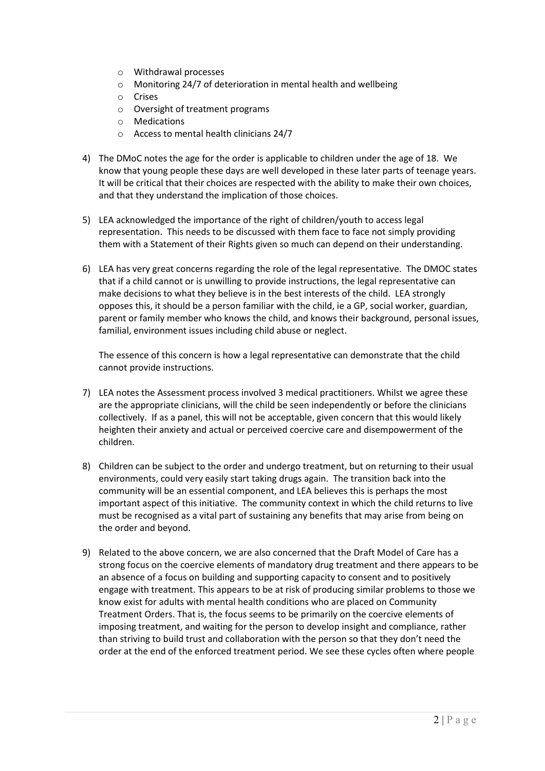- Withdrawal processes
  - Monitoring 24/7 of deterioration in mental health and wellbeing
  - Crises
  - Oversight of treatment programs
  - Medications
  - Access to mental health clinicians 24/7

4) The DMoC notes the age for the order is applicable to children under the age of 18. We know that young people these days are well developed in these later parts of teenage years. It will be critical that their choices are respected with the ability to make their own choices, and that they understand the implication of those choices.

5) LEA acknowledged the importance of the right of children/youth to access legal representation. This needs to be discussed with them face to face not simply providing them with a Statement of their Rights given so much can depend on their understanding.

6) LEA has very great concerns regarding the role of the legal representative. The DMOC states that if a child cannot or is unwilling to provide instructions, the legal representative can make decisions to what they believe is in the best interests of the child. LEA strongly opposes this, it should be a person familiar with the child, ie a GP, social worker, guardian, parent or family member who knows the child, and knows their background, personal issues, familial, environment issues including child abuse or neglect.

   The essence of this concern is how a legal representative can demonstrate that the child cannot provide instructions.

7) LEA notes the Assessment process involved 3 medical practitioners. Whilst we agree these are the appropriate clinicians, will the child be seen independently or before the clinicians collectively. If as a panel, this will not be acceptable, given concern that this would likely heighten their anxiety and actual or perceived coercive care and disempowerment of the children.

8) Children can be subject to the order and undergo treatment, but on returning to their usual environments, could very easily start taking drugs again. The transition back into the community will be an essential component, and LEA believes this is perhaps the most important aspect of this initiative. The community context in which the child returns to live must be recognised as a vital part of sustaining any benefits that may arise from being on the order and beyond.

9) Related to the above concern, we are also concerned that the Draft Model of Care has a strong focus on the coercive elements of mandatory drug treatment and there appears to be an absence of a focus on building and supporting capacity to consent and to positively engage with treatment. This appears to be at risk of producing similar problems to those we know exist for adults with mental health conditions who are placed on Community Treatment Orders. That is, the focus seems to be primarily on the coercive elements of imposing treatment, and waiting for the person to develop insight and compliance, rather than striving to build trust and collaboration with the person so that they don't need the order at the end of the enforced treatment period. We see these cycles often where people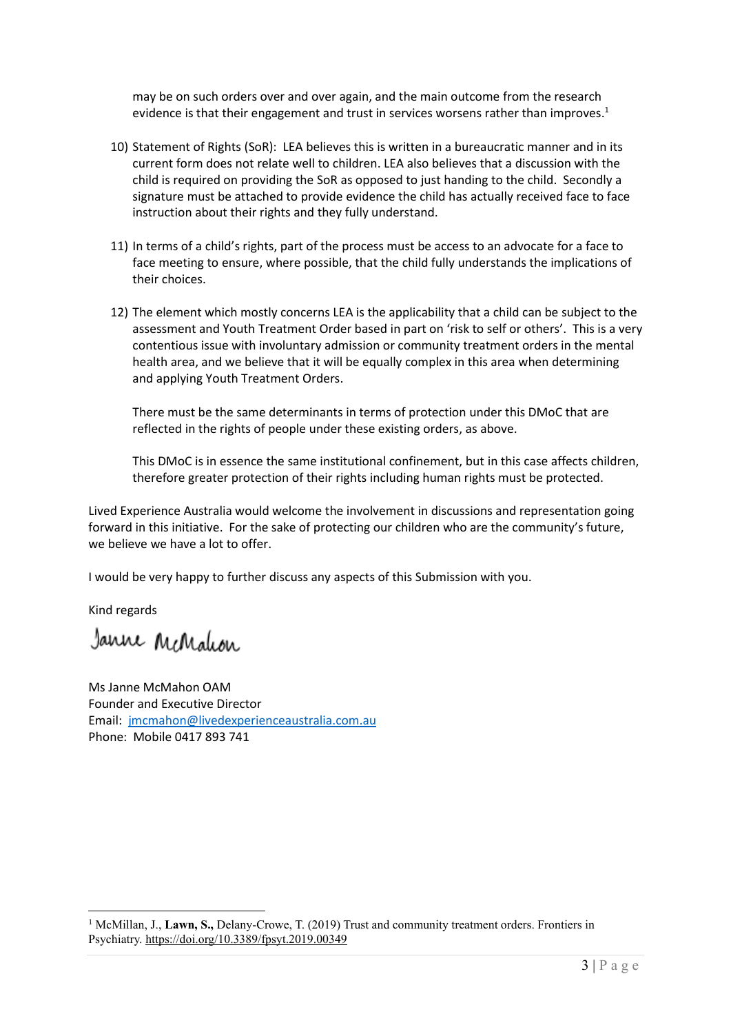may be on such orders over and over again, and the main outcome from the research evidence is that their engagement and trust in services worsens rather than improves.[1]

10) Statement of Rights (SoR): LEA believes this is written in a bureaucratic manner and in its current form does not relate well to children. LEA also believes that a discussion with the child is required on providing the SoR as opposed to just handing to the child. Secondly a signature must be attached to provide evidence the child has actually received face to face instruction about their rights and they fully understand.

11) In terms of a child's rights, part of the process must be access to an advocate for a face to face meeting to ensure, where possible, that the child fully understands the implications of their choices.

12) The element which mostly concerns LEA is the applicability that a child can be subject to the assessment and Youth Treatment Order based in part on 'risk to self or others'. This is a very contentious issue with involuntary admission or community treatment orders in the mental health area, and we believe that it will be equally complex in this area when determining and applying Youth Treatment Orders.

    There must be the same determinants in terms of protection under this DMoC that are reflected in the rights of people under these existing orders, as above.

    This DMoC is in essence the same institutional confinement, but in this case affects children, therefore greater protection of their rights including human rights must be protected.

Lived Experience Australia would welcome the involvement in discussions and representation going forward in this initiative. For the sake of protecting our children who are the community's future, we believe we have a lot to offer.

I would be very happy to further discuss any aspects of this Submission with you.

Kind regards

Janne McMahon

Ms Janne McMahon OAM
Founder and Executive Director
Email: jmcmahon@livedexperienceaustralia.com.au
Phone: Mobile 0417 893 741

---

[1] McMillan, J., **Lawn, S.,** Delany-Crowe, T. (2019) Trust and community treatment orders. Frontiers in Psychiatry. https://doi.org/10.3389/fpsyt.2019.00349